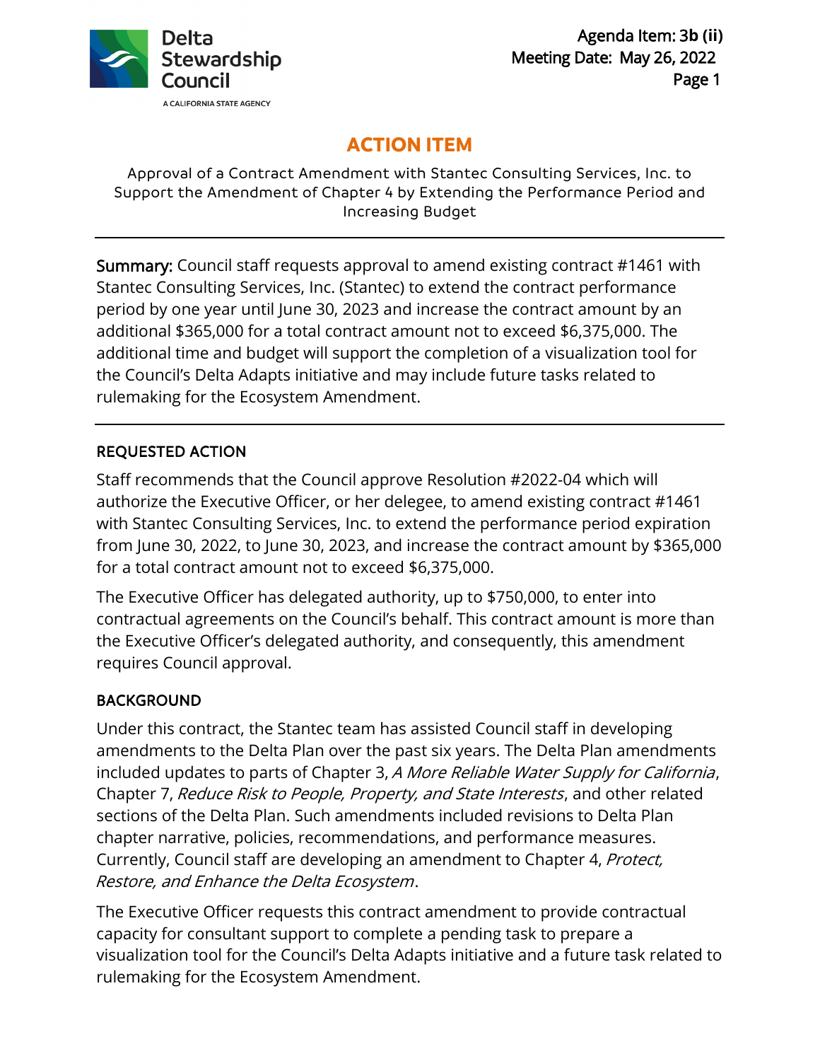# ACTION ITEM

Approval of a Contract Amendment with Stantec Consulting Services, Inc. to Support the Amendment of Chapter 4 by Extending the Performance Period and Increasing Budget

---

**Summary:** Council staff requests approval to amend existing contract #1461 with Stantec Consulting Services, Inc. (Stantec) to extend the contract performance period by one year until June 30, 2023 and increase the contract amount by an additional $365,000 for a total contract amount not to exceed $6,375,000. The additional time and budget will support the completion of a visualization tool for the Council's Delta Adapts initiative and may include future tasks related to rulemaking for the Ecosystem Amendment.

---

## REQUESTED ACTION

Staff recommends that the Council approve Resolution #2022-04 which will authorize the Executive Officer, or her delegee, to amend existing contract #1461 with Stantec Consulting Services, Inc. to extend the performance period expiration from June 30, 2022, to June 30, 2023, and increase the contract amount by $365,000 for a total contract amount not to exceed $6,375,000.

The Executive Officer has delegated authority, up to $750,000, to enter into contractual agreements on the Council's behalf. This contract amount is more than the Executive Officer's delegated authority, and consequently, this amendment requires Council approval.

## BACKGROUND

Under this contract, the Stantec team has assisted Council staff in developing amendments to the Delta Plan over the past six years. The Delta Plan amendments included updates to parts of Chapter 3, *A More Reliable Water Supply for California*, Chapter 7, *Reduce Risk to People, Property, and State Interests*, and other related sections of the Delta Plan. Such amendments included revisions to Delta Plan chapter narrative, policies, recommendations, and performance measures. Currently, Council staff are developing an amendment to Chapter 4, *Protect, Restore, and Enhance the Delta Ecosystem*.

The Executive Officer requests this contract amendment to provide contractual capacity for consultant support to complete a pending task to prepare a visualization tool for the Council's Delta Adapts initiative and a future task related to rulemaking for the Ecosystem Amendment.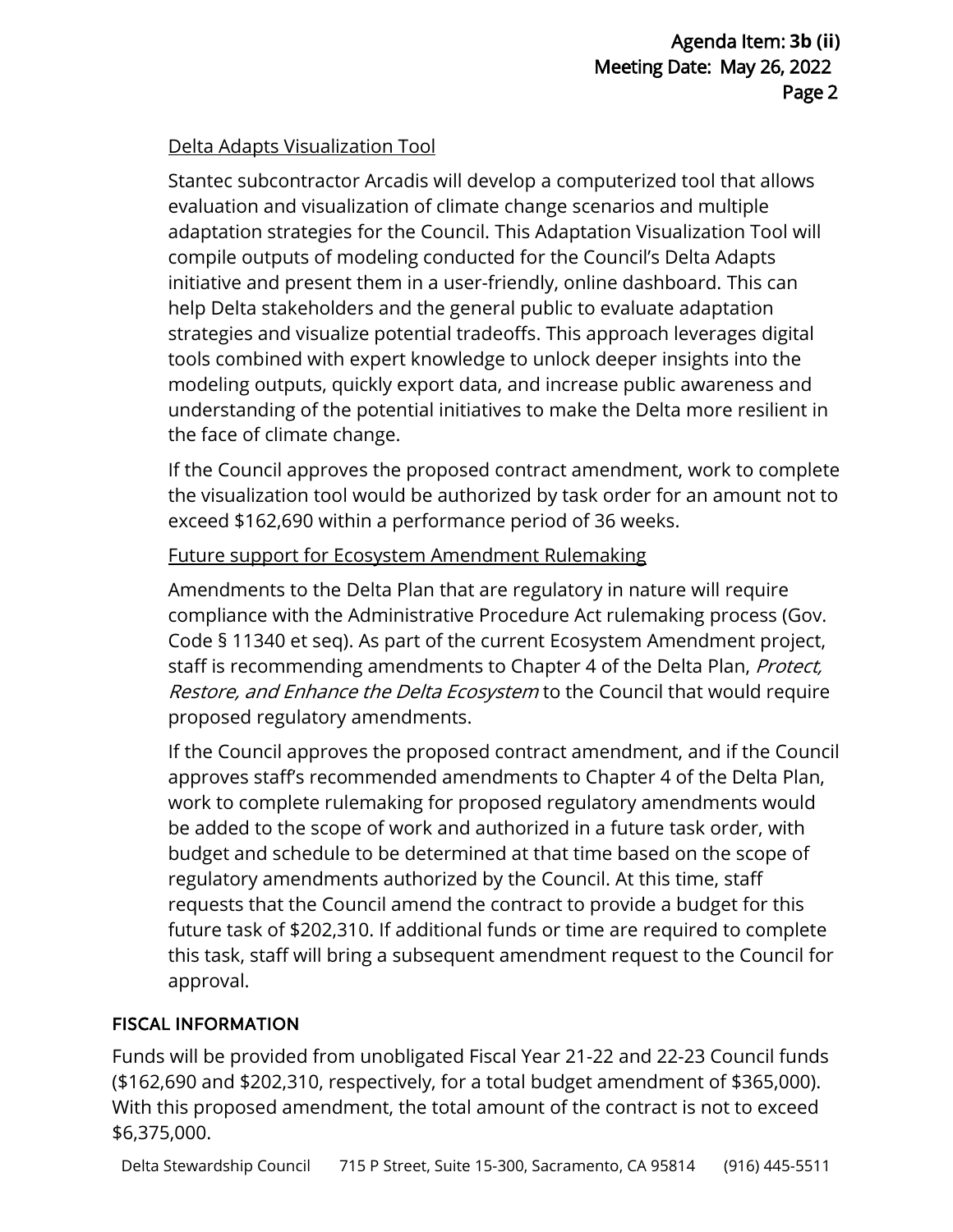Delta Adapts Visualization Tool

Stantec subcontractor Arcadis will develop a computerized tool that allows evaluation and visualization of climate change scenarios and multiple adaptation strategies for the Council. This Adaptation Visualization Tool will compile outputs of modeling conducted for the Council's Delta Adapts initiative and present them in a user-friendly, online dashboard. This can help Delta stakeholders and the general public to evaluate adaptation strategies and visualize potential tradeoffs. This approach leverages digital tools combined with expert knowledge to unlock deeper insights into the modeling outputs, quickly export data, and increase public awareness and understanding of the potential initiatives to make the Delta more resilient in the face of climate change.

If the Council approves the proposed contract amendment, work to complete the visualization tool would be authorized by task order for an amount not to exceed $162,690 within a performance period of 36 weeks.

Future support for Ecosystem Amendment Rulemaking

Amendments to the Delta Plan that are regulatory in nature will require compliance with the Administrative Procedure Act rulemaking process (Gov. Code § 11340 et seq). As part of the current Ecosystem Amendment project, staff is recommending amendments to Chapter 4 of the Delta Plan, *Protect, Restore, and Enhance the Delta Ecosystem* to the Council that would require proposed regulatory amendments.

If the Council approves the proposed contract amendment, and if the Council approves staff's recommended amendments to Chapter 4 of the Delta Plan, work to complete rulemaking for proposed regulatory amendments would be added to the scope of work and authorized in a future task order, with budget and schedule to be determined at that time based on the scope of regulatory amendments authorized by the Council. At this time, staff requests that the Council amend the contract to provide a budget for this future task of $202,310. If additional funds or time are required to complete this task, staff will bring a subsequent amendment request to the Council for approval.

## FISCAL INFORMATION

Funds will be provided from unobligated Fiscal Year 21-22 and 22-23 Council funds ($162,690 and $202,310, respectively, for a total budget amendment of $365,000). With this proposed amendment, the total amount of the contract is not to exceed $6,375,000.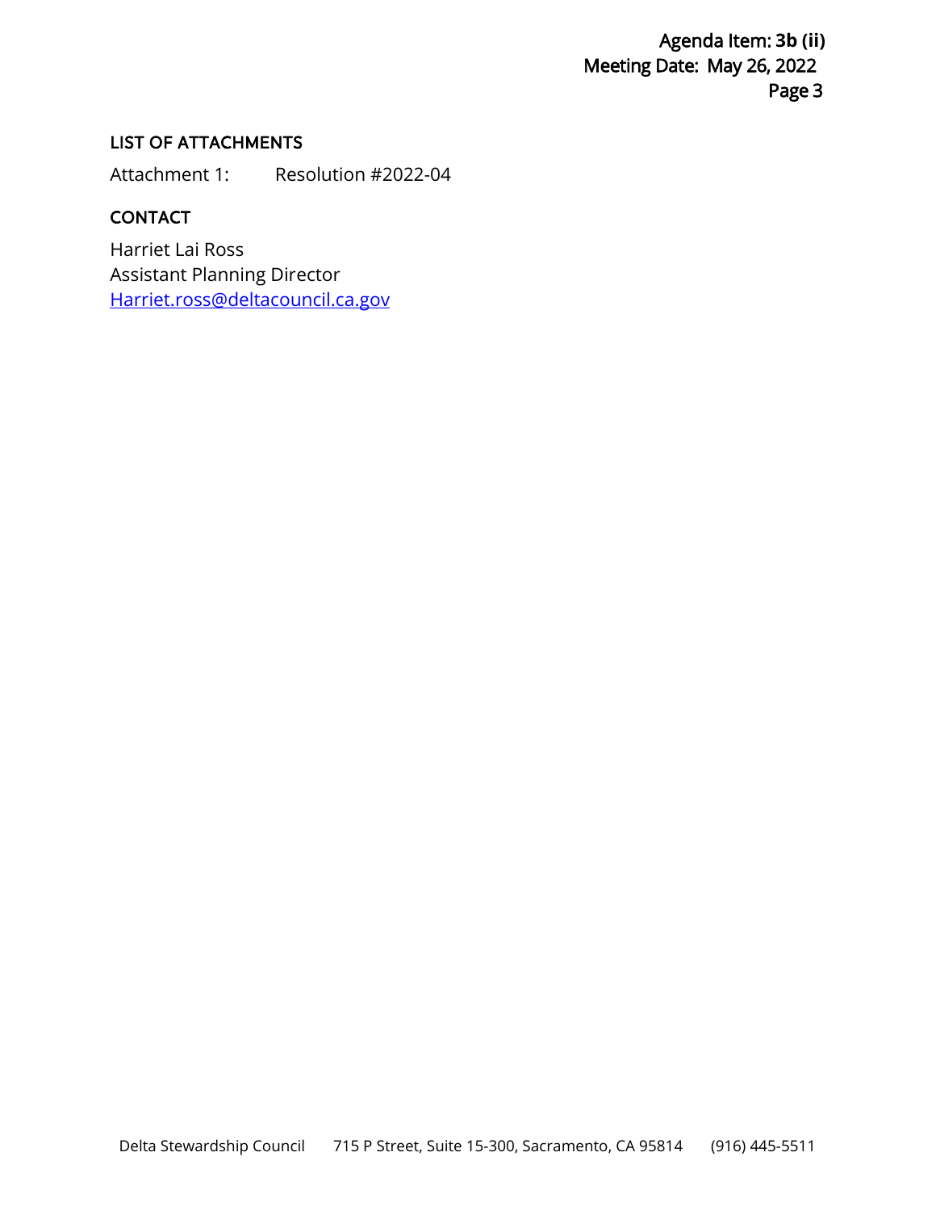## LIST OF ATTACHMENTS

Attachment 1: Resolution #2022-04

## CONTACT

Harriet Lai Ross
Assistant Planning Director
Harriet.ross@deltacouncil.ca.gov